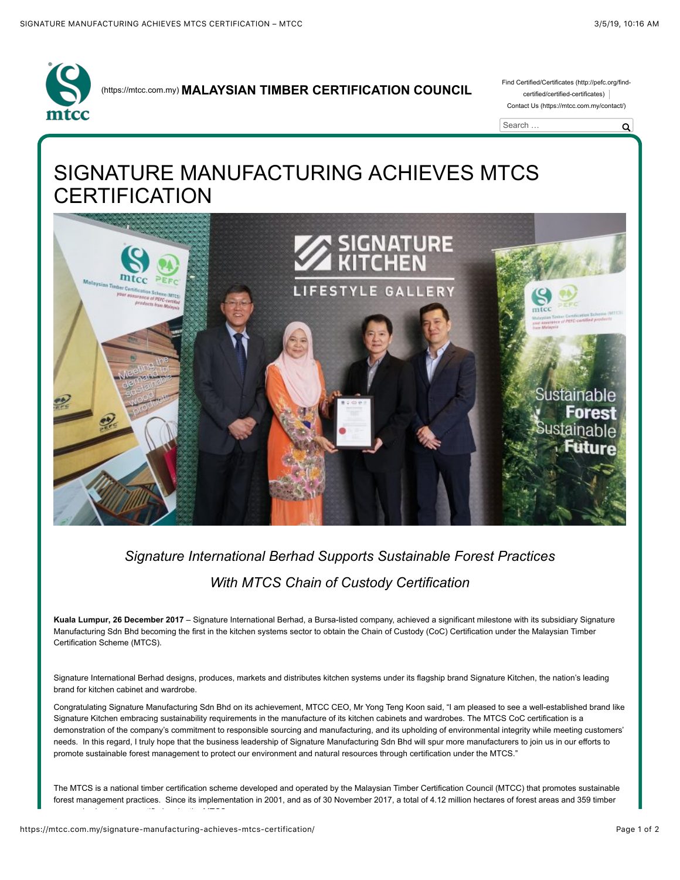(https://mtcc.com.my) **MALAYSIAN TIMBER CERTIFICATION COUNCIL**

Find Certified/Certificates (http://pefc.org/find-certified/certified-certificates) | Contact Us (https://mtcc.com.my/contact/)

# SIGNATURE MANUFACTURING ACHIEVES MTCS CERTIFICATION

*Signature International Berhad Supports Sustainable Forest Practices With MTCS Chain of Custody Certification*

**Kuala Lumpur, 26 December 2017** – Signature International Berhad, a Bursa-listed company, achieved a significant milestone with its subsidiary Signature Manufacturing Sdn Bhd becoming the first in the kitchen systems sector to obtain the Chain of Custody (CoC) Certification under the Malaysian Timber Certification Scheme (MTCS).

Signature International Berhad designs, produces, markets and distributes kitchen systems under its flagship brand Signature Kitchen, the nation's leading brand for kitchen cabinet and wardrobe.

Congratulating Signature Manufacturing Sdn Bhd on its achievement, MTCC CEO, Mr Yong Teng Koon said, "I am pleased to see a well-established brand like Signature Kitchen embracing sustainability requirements in the manufacture of its kitchen cabinets and wardrobes. The MTCS CoC certification is a demonstration of the company's commitment to responsible sourcing and manufacturing, and its upholding of environmental integrity while meeting customers' needs. In this regard, I truly hope that the business leadership of Signature Manufacturing Sdn Bhd will spur more manufacturers to join us in our efforts to promote sustainable forest management to protect our environment and natural resources through certification under the MTCS."

The MTCS is a national timber certification scheme developed and operated by the Malaysian Timber Certification Council (MTCC) that promotes sustainable forest management practices. Since its implementation in 2001, and as of 30 November 2017, a total of 4.12 million hectares of forest areas and 359 timber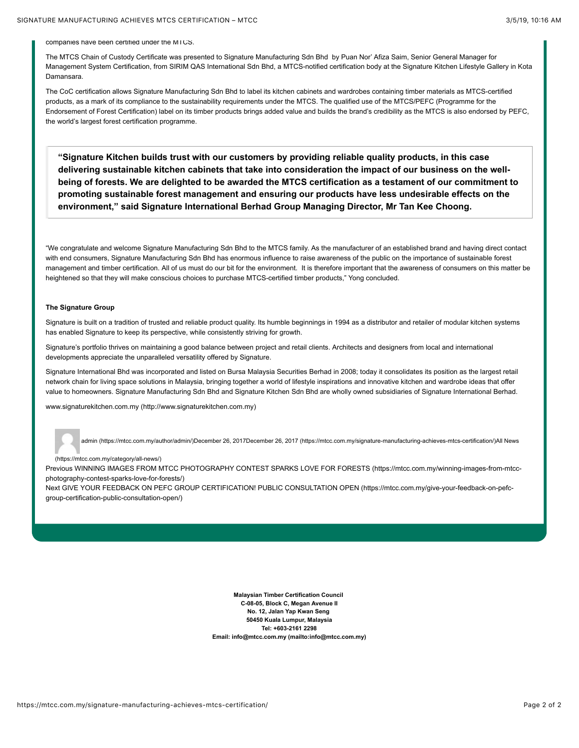companies have been certified under the MTCS.

The MTCS Chain of Custody Certificate was presented to Signature Manufacturing Sdn Bhd by Puan Nor' Afiza Saim, Senior General Manager for Management System Certification, from SIRIM QAS International Sdn Bhd, a MTCS-notified certification body at the Signature Kitchen Lifestyle Gallery in Kota Damansara.

The CoC certification allows Signature Manufacturing Sdn Bhd to label its kitchen cabinets and wardrobes containing timber materials as MTCS-certified products, as a mark of its compliance to the sustainability requirements under the MTCS. The qualified use of the MTCS/PEFC (Programme for the Endorsement of Forest Certification) label on its timber products brings added value and builds the brand's credibility as the MTCS is also endorsed by PEFC, the world's largest forest certification programme.

> **"Signature Kitchen builds trust with our customers by providing reliable quality products, in this case delivering sustainable kitchen cabinets that take into consideration the impact of our business on the well-being of forests. We are delighted to be awarded the MTCS certification as a testament of our commitment to promoting sustainable forest management and ensuring our products have less undesirable effects on the environment," said Signature International Berhad Group Managing Director, Mr Tan Kee Choong.**

"We congratulate and welcome Signature Manufacturing Sdn Bhd to the MTCS family. As the manufacturer of an established brand and having direct contact with end consumers, Signature Manufacturing Sdn Bhd has enormous influence to raise awareness of the public on the importance of sustainable forest management and timber certification. All of us must do our bit for the environment. It is therefore important that the awareness of consumers on this matter be heightened so that they will make conscious choices to purchase MTCS-certified timber products," Yong concluded.

**The Signature Group**

Signature is built on a tradition of trusted and reliable product quality. Its humble beginnings in 1994 as a distributor and retailer of modular kitchen systems has enabled Signature to keep its perspective, while consistently striving for growth.

Signature's portfolio thrives on maintaining a good balance between project and retail clients. Architects and designers from local and international developments appreciate the unparalleled versatility offered by Signature.

Signature International Bhd was incorporated and listed on Bursa Malaysia Securities Berhad in 2008; today it consolidates its position as the largest retail network chain for living space solutions in Malaysia, bringing together a world of lifestyle inspirations and innovative kitchen and wardrobe ideas that offer value to homeowners. Signature Manufacturing Sdn Bhd and Signature Kitchen Sdn Bhd are wholly owned subsidiaries of Signature International Berhad.

www.signaturekitchen.com.my (http://www.signaturekitchen.com.my)

admin (https://mtcc.com.my/author/admin/)December 26, 2017December 26, 2017 (https://mtcc.com.my/signature-manufacturing-achieves-mtcs-certification/)All News (https://mtcc.com.my/category/all-news/)

Previous WINNING IMAGES FROM MTCC PHOTOGRAPHY CONTEST SPARKS LOVE FOR FORESTS (https://mtcc.com.my/winning-images-from-mtcc-photography-contest-sparks-love-for-forests/)

Next GIVE YOUR FEEDBACK ON PEFC GROUP CERTIFICATION! PUBLIC CONSULTATION OPEN (https://mtcc.com.my/give-your-feedback-on-pefc-group-certification-public-consultation-open/)

**Malaysian Timber Certification Council**
**C-08-05, Block C, Megan Avenue II**
**No. 12, Jalan Yap Kwan Seng**
**50450 Kuala Lumpur, Malaysia**
**Tel: +603-2161 2298**
**Email: info@mtcc.com.my (mailto:info@mtcc.com.my)**